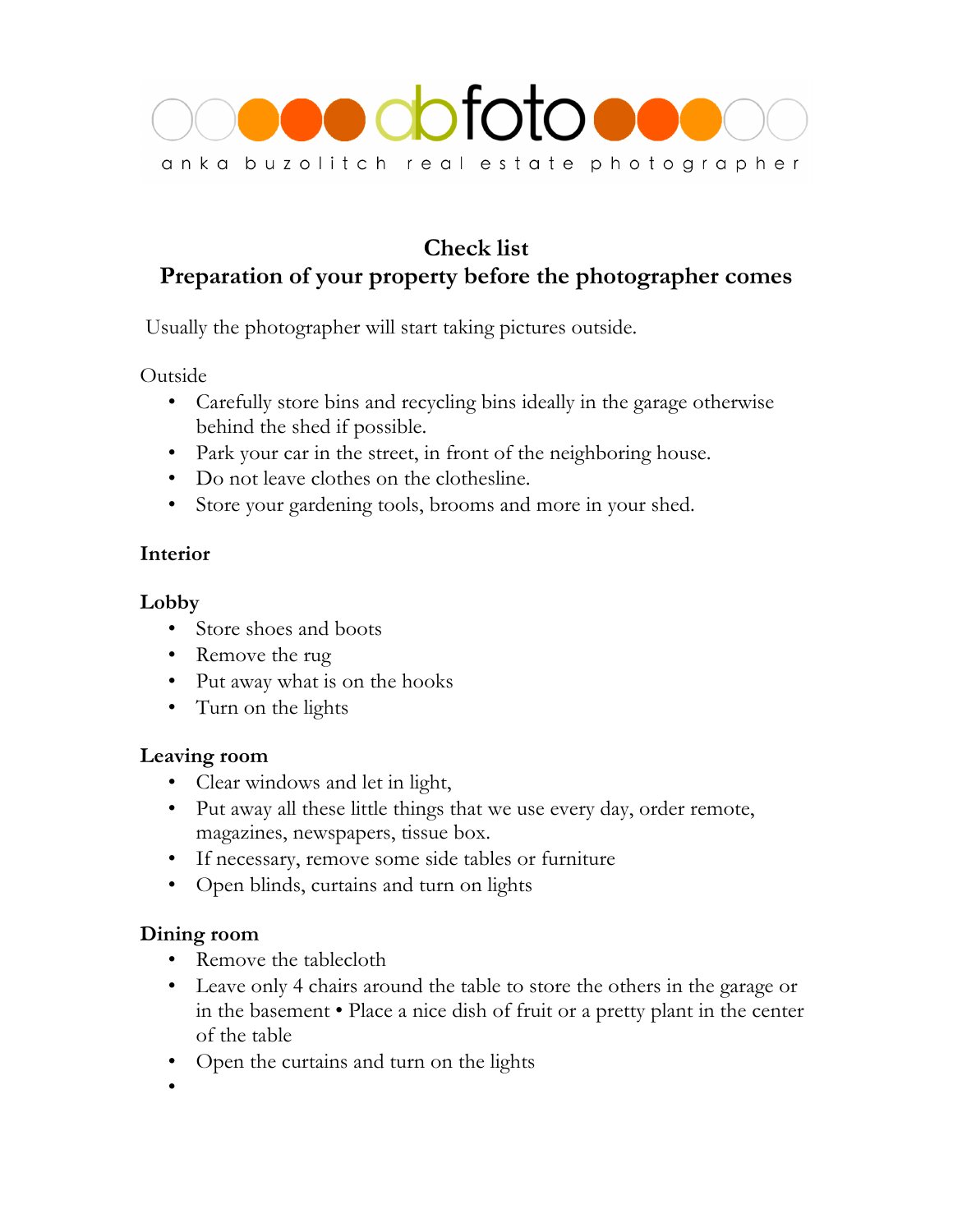abfoto

anka buzolitch real estate photographer

## Check list
## Preparation of your property before the photographer comes

Usually the photographer will start taking pictures outside.

Outside

- Carefully store bins and recycling bins ideally in the garage otherwise behind the shed if possible.
- Park your car in the street, in front of the neighboring house.
- Do not leave clothes on the clothesline.
- Store your gardening tools, brooms and more in your shed.

**Interior**

**Lobby**

- Store shoes and boots
- Remove the rug
- Put away what is on the hooks
- Turn on the lights

**Leaving room**

- Clear windows and let in light,
- Put away all these little things that we use every day, order remote, magazines, newspapers, tissue box.
- If necessary, remove some side tables or furniture
- Open blinds, curtains and turn on lights

**Dining room**

- Remove the tablecloth
- Leave only 4 chairs around the table to store the others in the garage or in the basement • Place a nice dish of fruit or a pretty plant in the center of the table
- Open the curtains and turn on the lights
-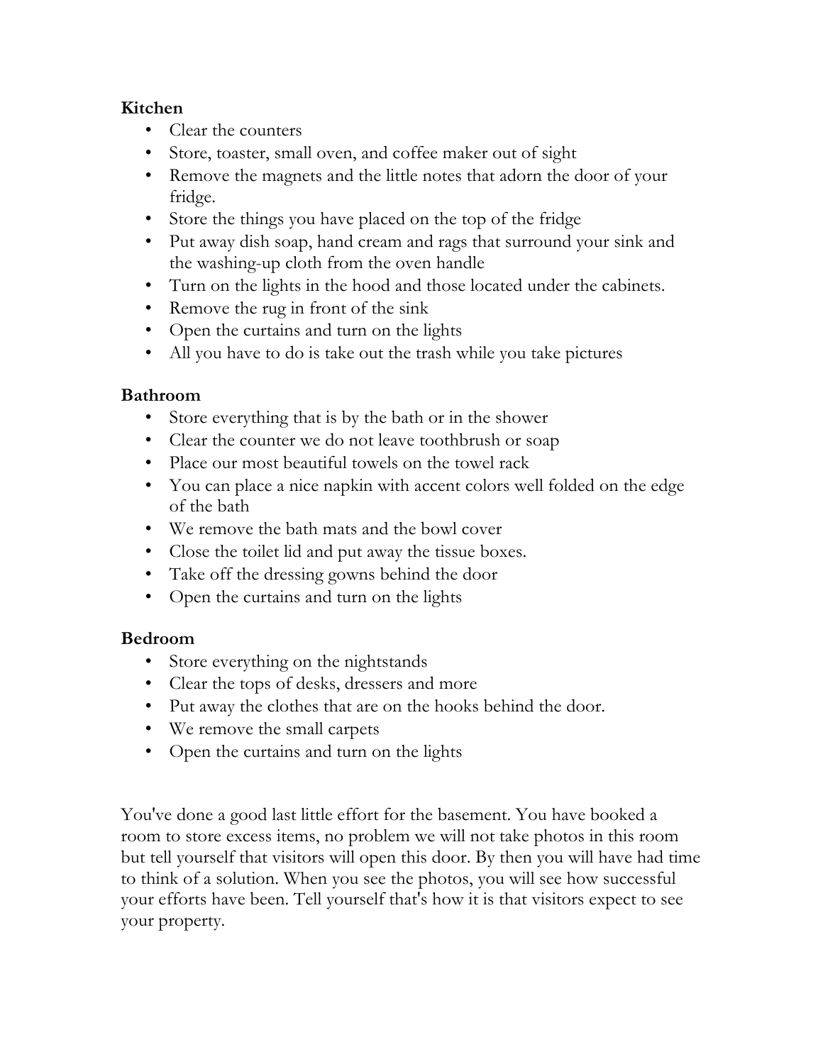**Kitchen**

- Clear the counters
- Store, toaster, small oven, and coffee maker out of sight
- Remove the magnets and the little notes that adorn the door of your fridge.
- Store the things you have placed on the top of the fridge
- Put away dish soap, hand cream and rags that surround your sink and the washing-up cloth from the oven handle
- Turn on the lights in the hood and those located under the cabinets.
- Remove the rug in front of the sink
- Open the curtains and turn on the lights
- All you have to do is take out the trash while you take pictures

**Bathroom**

- Store everything that is by the bath or in the shower
- Clear the counter we do not leave toothbrush or soap
- Place our most beautiful towels on the towel rack
- You can place a nice napkin with accent colors well folded on the edge of the bath
- We remove the bath mats and the bowl cover
- Close the toilet lid and put away the tissue boxes.
- Take off the dressing gowns behind the door
- Open the curtains and turn on the lights

**Bedroom**

- Store everything on the nightstands
- Clear the tops of desks, dressers and more
- Put away the clothes that are on the hooks behind the door.
- We remove the small carpets
- Open the curtains and turn on the lights

You've done a good last little effort for the basement. You have booked a room to store excess items, no problem we will not take photos in this room but tell yourself that visitors will open this door. By then you will have had time to think of a solution. When you see the photos, you will see how successful your efforts have been. Tell yourself that's how it is that visitors expect to see your property.